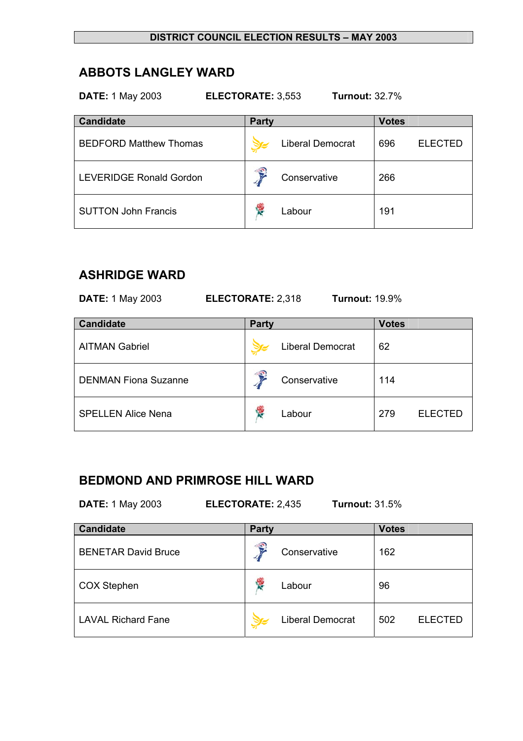**DISTRICT COUNCIL ELECTION RESULTS – MAY 2003**

## ABBOTS LANGLEY WARD

**DATE:** 1 May 2003 **ELECTORATE:** 3,553 **Turnout:** 32.7%

| Candidate | Party | Votes | |
|---|---|---|---|
| BEDFORD Matthew Thomas | Liberal Democrat | 696 | ELECTED |
| LEVERIDGE Ronald Gordon | Conservative | 266 | |
| SUTTON John Francis | Labour | 191 | |

## ASHRIDGE WARD

**DATE:** 1 May 2003 **ELECTORATE:** 2,318 **Turnout:** 19.9%

| Candidate | Party | Votes | |
|---|---|---|---|
| AITMAN Gabriel | Liberal Democrat | 62 | |
| DENMAN Fiona Suzanne | Conservative | 114 | |
| SPELLEN Alice Nena | Labour | 279 | ELECTED |

## BEDMOND AND PRIMROSE HILL WARD

**DATE:** 1 May 2003 **ELECTORATE:** 2,435 **Turnout:** 31.5%

| Candidate | Party | Votes | |
|---|---|---|---|
| BENETAR David Bruce | Conservative | 162 | |
| COX Stephen | Labour | 96 | |
| LAVAL Richard Fane | Liberal Democrat | 502 | ELECTED |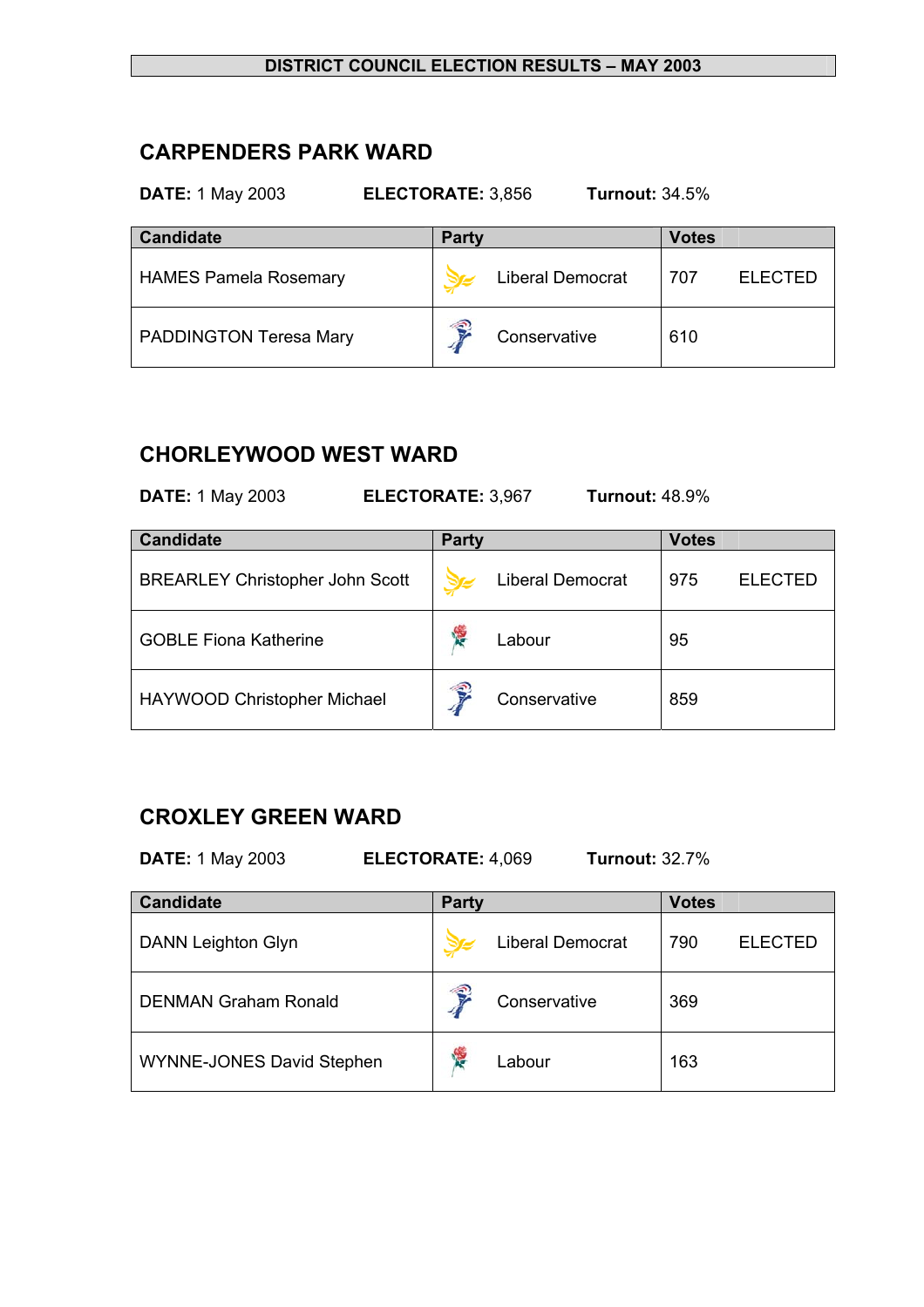**DISTRICT COUNCIL ELECTION RESULTS – MAY 2003**

## CARPENDERS PARK WARD

**DATE:** 1 May 2003 **ELECTORATE:** 3,856 **Turnout:** 34.5%

| Candidate | Party | Votes | |
|---|---|---|---|
| HAMES Pamela Rosemary | Liberal Democrat | 707 | ELECTED |
| PADDINGTON Teresa Mary | Conservative | 610 | |

## CHORLEYWOOD WEST WARD

**DATE:** 1 May 2003 **ELECTORATE:** 3,967 **Turnout:** 48.9%

| Candidate | Party | Votes | |
|---|---|---|---|
| BREARLEY Christopher John Scott | Liberal Democrat | 975 | ELECTED |
| GOBLE Fiona Katherine | Labour | 95 | |
| HAYWOOD Christopher Michael | Conservative | 859 | |

## CROXLEY GREEN WARD

**DATE:** 1 May 2003 **ELECTORATE:** 4,069 **Turnout:** 32.7%

| Candidate | Party | Votes | |
|---|---|---|---|
| DANN Leighton Glyn | Liberal Democrat | 790 | ELECTED |
| DENMAN Graham Ronald | Conservative | 369 | |
| WYNNE-JONES David Stephen | Labour | 163 | |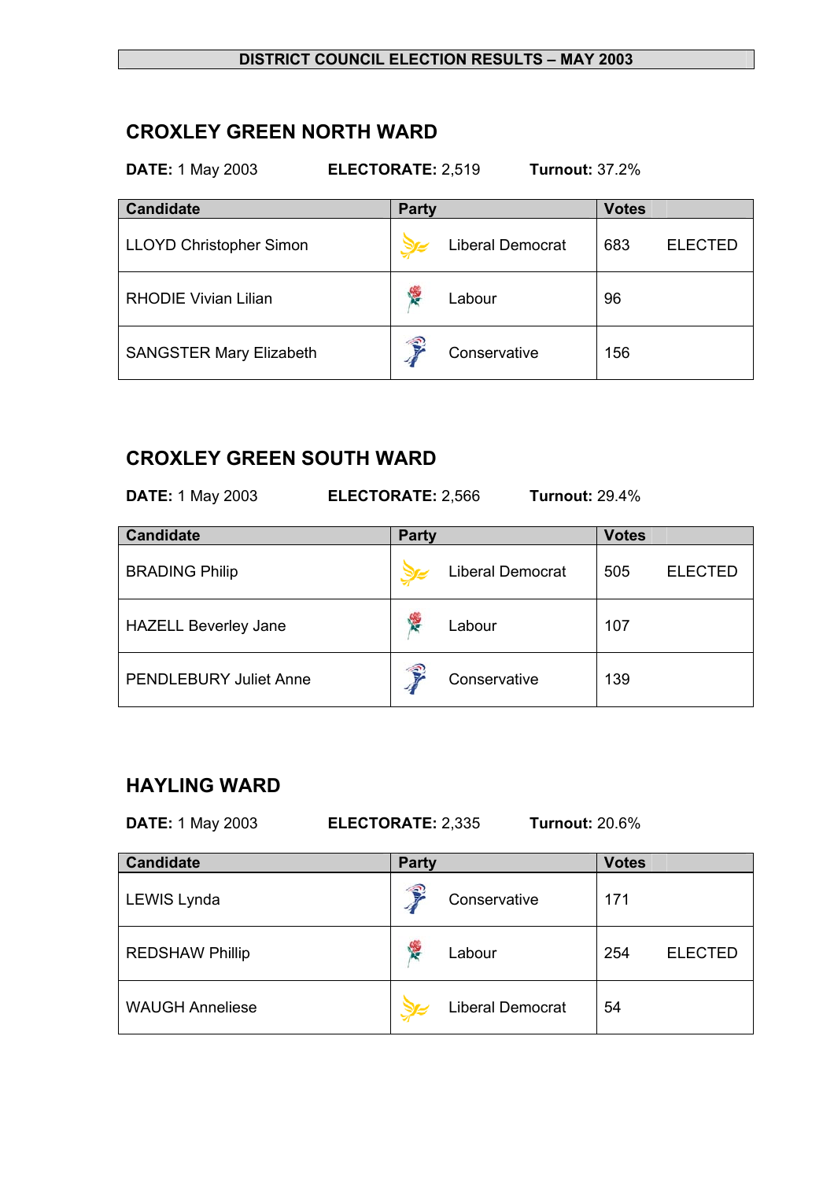**DISTRICT COUNCIL ELECTION RESULTS – MAY 2003**

## CROXLEY GREEN NORTH WARD

**DATE:** 1 May 2003 **ELECTORATE:** 2,519 **Turnout:** 37.2%

| Candidate | Party | Votes | |
|---|---|---|---|
| LLOYD Christopher Simon | Liberal Democrat | 683 | ELECTED |
| RHODIE Vivian Lilian | Labour | 96 | |
| SANGSTER Mary Elizabeth | Conservative | 156 | |

## CROXLEY GREEN SOUTH WARD

**DATE:** 1 May 2003 **ELECTORATE:** 2,566 **Turnout:** 29.4%

| Candidate | Party | Votes | |
|---|---|---|---|
| BRADING Philip | Liberal Democrat | 505 | ELECTED |
| HAZELL Beverley Jane | Labour | 107 | |
| PENDLEBURY Juliet Anne | Conservative | 139 | |

## HAYLING WARD

**DATE:** 1 May 2003 **ELECTORATE:** 2,335 **Turnout:** 20.6%

| Candidate | Party | Votes | |
|---|---|---|---|
| LEWIS Lynda | Conservative | 171 | |
| REDSHAW Phillip | Labour | 254 | ELECTED |
| WAUGH Anneliese | Liberal Democrat | 54 | |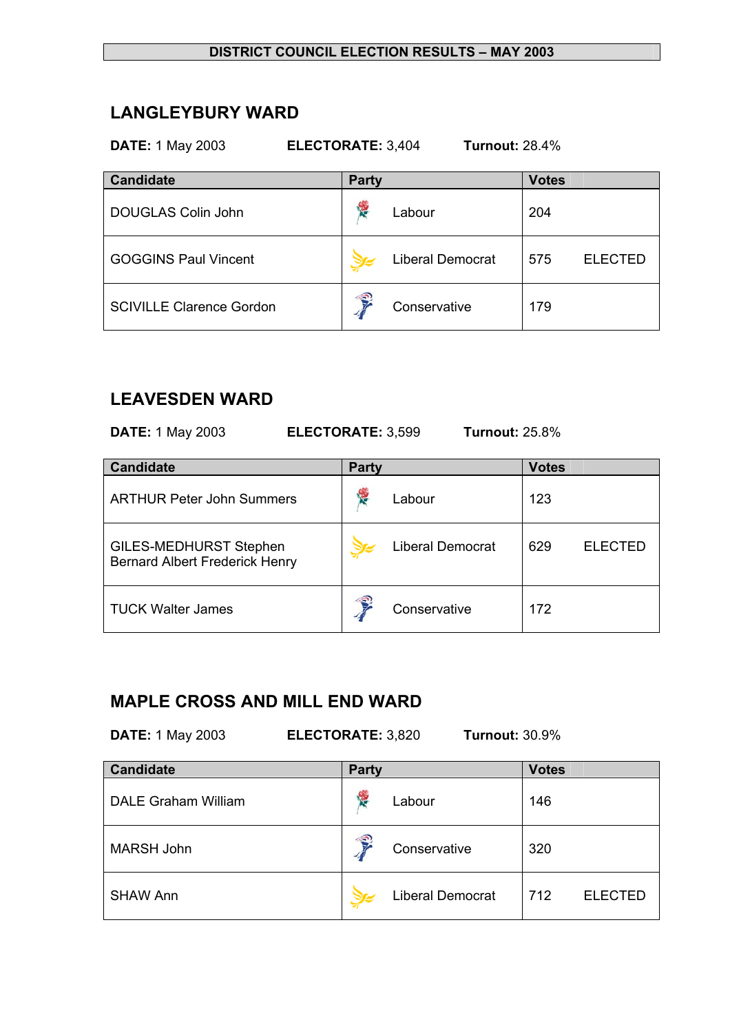**DISTRICT COUNCIL ELECTION RESULTS – MAY 2003**

## LANGLEYBURY WARD

**DATE:** 1 May 2003 **ELECTORATE:** 3,404 **Turnout:** 28.4%

| Candidate | Party | Votes | |
|---|---|---|---|
| DOUGLAS Colin John | Labour | 204 | |
| GOGGINS Paul Vincent | Liberal Democrat | 575 | ELECTED |
| SCIVILLE Clarence Gordon | Conservative | 179 | |

## LEAVESDEN WARD

**DATE:** 1 May 2003 **ELECTORATE:** 3,599 **Turnout:** 25.8%

| Candidate | Party | Votes | |
|---|---|---|---|
| ARTHUR Peter John Summers | Labour | 123 | |
| GILES-MEDHURST Stephen Bernard Albert Frederick Henry | Liberal Democrat | 629 | ELECTED |
| TUCK Walter James | Conservative | 172 | |

## MAPLE CROSS AND MILL END WARD

**DATE:** 1 May 2003 **ELECTORATE:** 3,820 **Turnout:** 30.9%

| Candidate | Party | Votes | |
|---|---|---|---|
| DALE Graham William | Labour | 146 | |
| MARSH John | Conservative | 320 | |
| SHAW Ann | Liberal Democrat | 712 | ELECTED |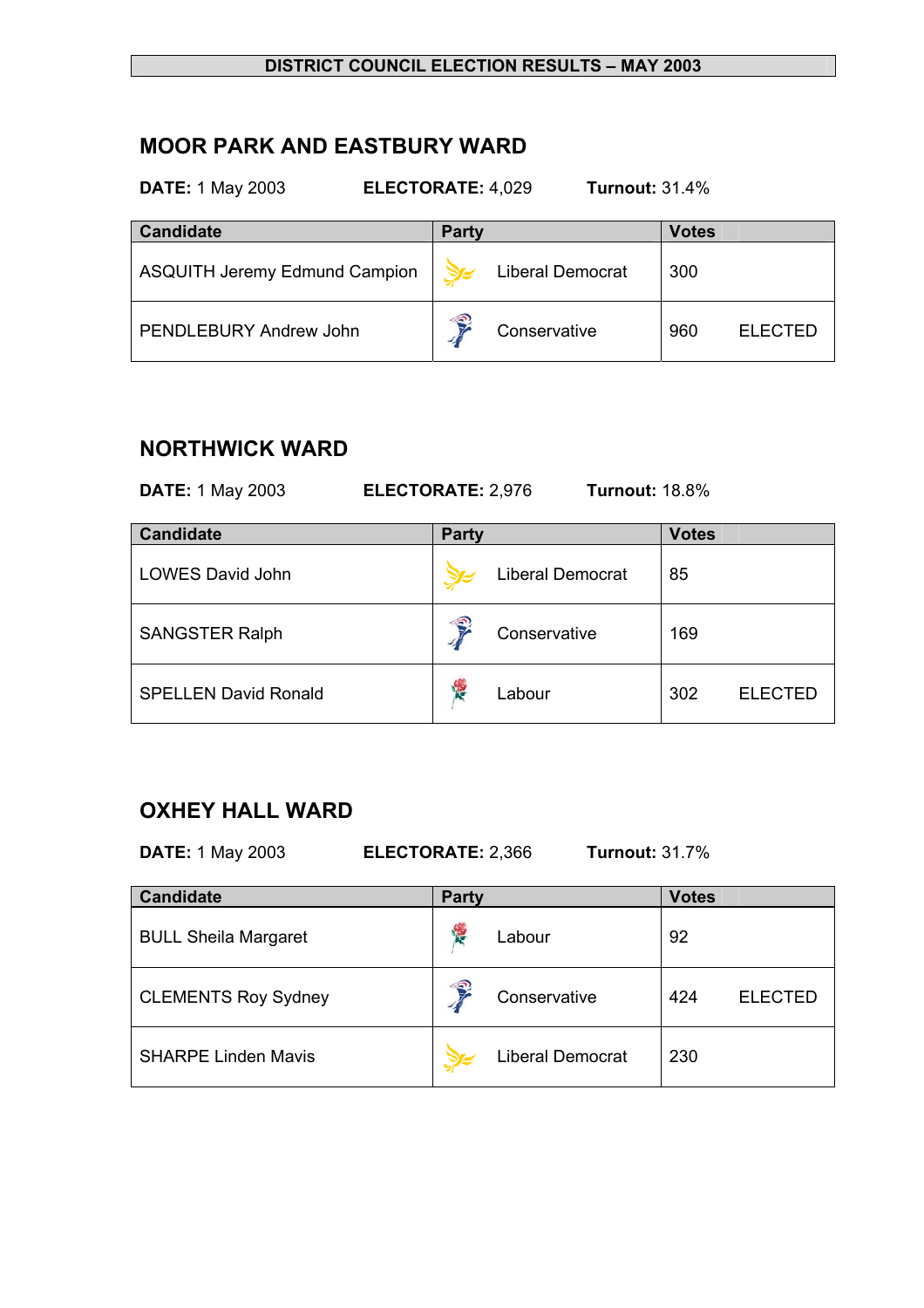**DISTRICT COUNCIL ELECTION RESULTS – MAY 2003**

## MOOR PARK AND EASTBURY WARD

**DATE:** 1 May 2003 **ELECTORATE:** 4,029 **Turnout:** 31.4%

| Candidate | Party | Votes | |
|---|---|---|---|
| ASQUITH Jeremy Edmund Campion | Liberal Democrat | 300 | |
| PENDLEBURY Andrew John | Conservative | 960 | ELECTED |

## NORTHWICK WARD

**DATE:** 1 May 2003 **ELECTORATE:** 2,976 **Turnout:** 18.8%

| Candidate | Party | Votes | |
|---|---|---|---|
| LOWES David John | Liberal Democrat | 85 | |
| SANGSTER Ralph | Conservative | 169 | |
| SPELLEN David Ronald | Labour | 302 | ELECTED |

## OXHEY HALL WARD

**DATE:** 1 May 2003 **ELECTORATE:** 2,366 **Turnout:** 31.7%

| Candidate | Party | Votes | |
|---|---|---|---|
| BULL Sheila Margaret | Labour | 92 | |
| CLEMENTS Roy Sydney | Conservative | 424 | ELECTED |
| SHARPE Linden Mavis | Liberal Democrat | 230 | |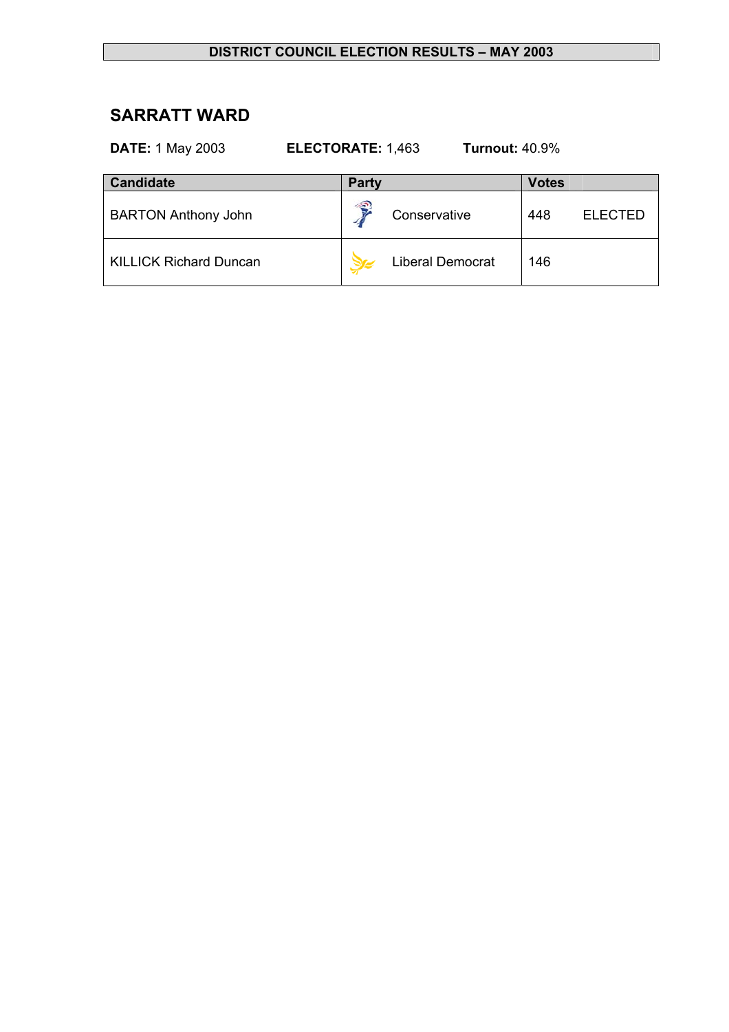**DISTRICT COUNCIL ELECTION RESULTS – MAY 2003**

## SARRATT WARD

**DATE:** 1 May 2003 **ELECTORATE:** 1,463 **Turnout:** 40.9%

| Candidate | Party | Votes | |
|---|---|---|---|
| BARTON Anthony John | Conservative | 448 | ELECTED |
| KILLICK Richard Duncan | Liberal Democrat | 146 | |